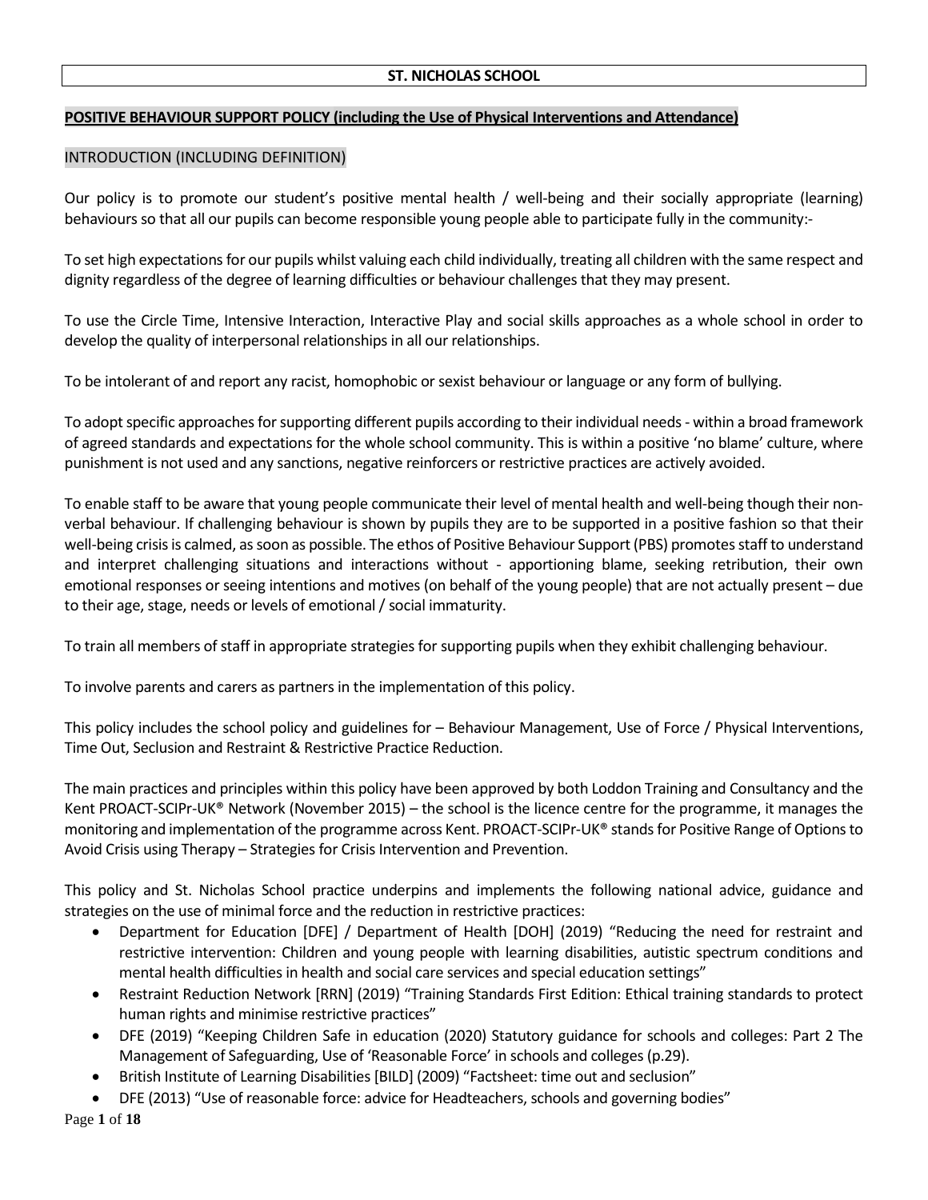# ST. NICHOLAS SCHOOL

## POSITIVE BEHAVIOUR SUPPORT POLICY (including the Use of Physical Interventions and Attendance)

### INTRODUCTION (INCLUDING DEFINITION)

Our policy is to promote our student's positive mental health / well-being and their socially appropriate (learning) behaviours so that all our pupils can become responsible young people able to participate fully in the community:-

To set high expectations for our pupils whilst valuing each child individually, treating all children with the same respect and dignity regardless of the degree of learning difficulties or behaviour challenges that they may present.

To use the Circle Time, Intensive Interaction, Interactive Play and social skills approaches as a whole school in order to develop the quality of interpersonal relationships in all our relationships.

To be intolerant of and report any racist, homophobic or sexist behaviour or language or any form of bullying.

To adopt specific approaches for supporting different pupils according to their individual needs - within a broad framework of agreed standards and expectations for the whole school community. This is within a positive 'no blame' culture, where punishment is not used and any sanctions, negative reinforcers or restrictive practices are actively avoided.

To enable staff to be aware that young people communicate their level of mental health and well-being though their non-verbal behaviour. If challenging behaviour is shown by pupils they are to be supported in a positive fashion so that their well-being crisis is calmed, as soon as possible. The ethos of Positive Behaviour Support (PBS) promotes staff to understand and interpret challenging situations and interactions without - apportioning blame, seeking retribution, their own emotional responses or seeing intentions and motives (on behalf of the young people) that are not actually present – due to their age, stage, needs or levels of emotional / social immaturity.

To train all members of staff in appropriate strategies for supporting pupils when they exhibit challenging behaviour.

To involve parents and carers as partners in the implementation of this policy.

This policy includes the school policy and guidelines for – Behaviour Management, Use of Force / Physical Interventions, Time Out, Seclusion and Restraint & Restrictive Practice Reduction.

The main practices and principles within this policy have been approved by both Loddon Training and Consultancy and the Kent PROACT-SCIPr-UK® Network (November 2015) – the school is the licence centre for the programme, it manages the monitoring and implementation of the programme across Kent. PROACT-SCIPr-UK® stands for Positive Range of Options to Avoid Crisis using Therapy – Strategies for Crisis Intervention and Prevention.

This policy and St. Nicholas School practice underpins and implements the following national advice, guidance and strategies on the use of minimal force and the reduction in restrictive practices:

- Department for Education [DFE] / Department of Health [DOH] (2019) "Reducing the need for restraint and restrictive intervention: Children and young people with learning disabilities, autistic spectrum conditions and mental health difficulties in health and social care services and special education settings"
- Restraint Reduction Network [RRN] (2019) "Training Standards First Edition: Ethical training standards to protect human rights and minimise restrictive practices"
- DFE (2019) "Keeping Children Safe in education (2020) Statutory guidance for schools and colleges: Part 2 The Management of Safeguarding, Use of 'Reasonable Force' in schools and colleges (p.29).
- British Institute of Learning Disabilities [BILD] (2009) "Factsheet: time out and seclusion"
- DFE (2013) "Use of reasonable force: advice for Headteachers, schools and governing bodies"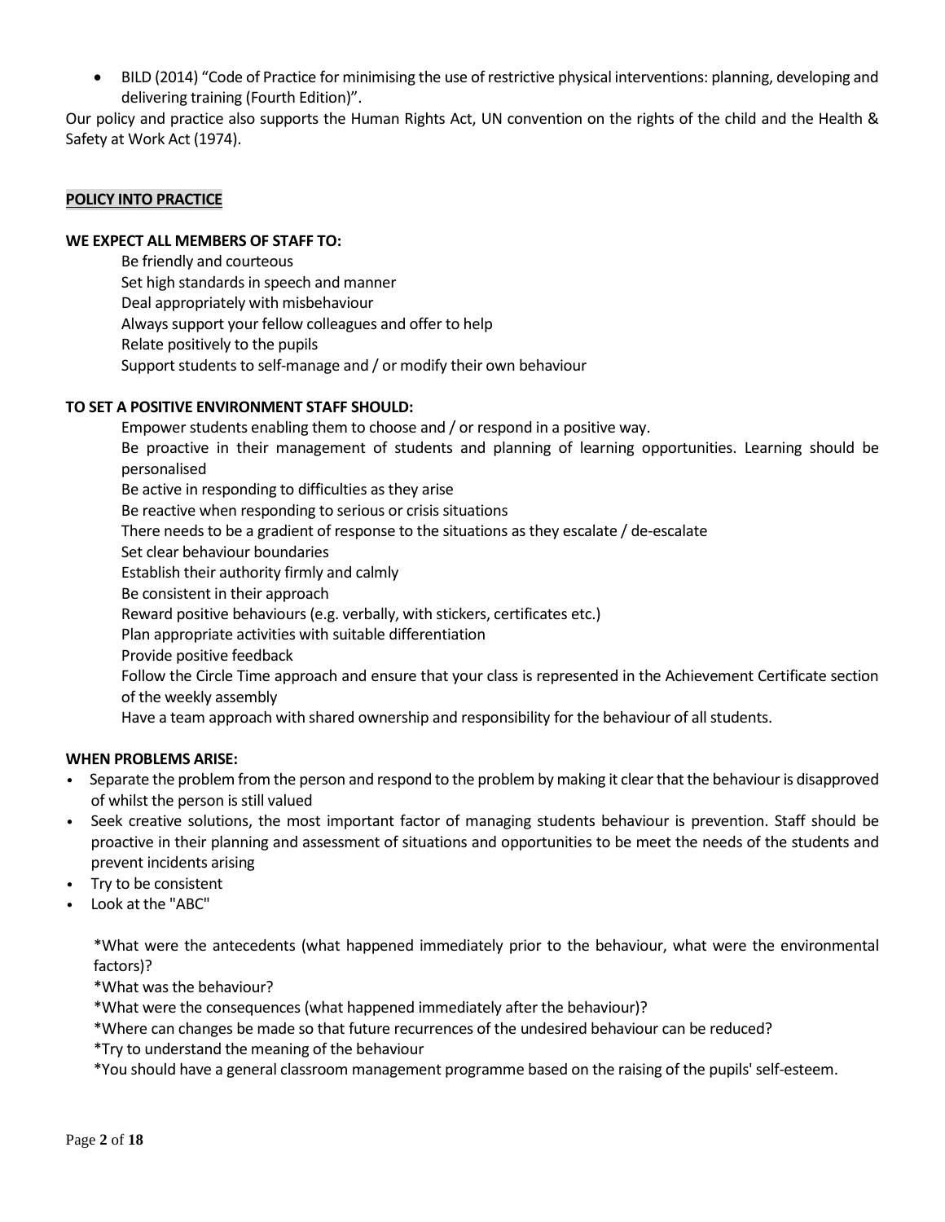- BILD (2014) "Code of Practice for minimising the use of restrictive physical interventions: planning, developing and delivering training (Fourth Edition)".

Our policy and practice also supports the Human Rights Act, UN convention on the rights of the child and the Health & Safety at Work Act (1974).

## POLICY INTO PRACTICE

**WE EXPECT ALL MEMBERS OF STAFF TO:**

Be friendly and courteous
Set high standards in speech and manner
Deal appropriately with misbehaviour
Always support your fellow colleagues and offer to help
Relate positively to the pupils
Support students to self-manage and / or modify their own behaviour

**TO SET A POSITIVE ENVIRONMENT STAFF SHOULD:**

Empower students enabling them to choose and / or respond in a positive way.
Be proactive in their management of students and planning of learning opportunities. Learning should be personalised
Be active in responding to difficulties as they arise
Be reactive when responding to serious or crisis situations
There needs to be a gradient of response to the situations as they escalate / de-escalate
Set clear behaviour boundaries
Establish their authority firmly and calmly
Be consistent in their approach
Reward positive behaviours (e.g. verbally, with stickers, certificates etc.)
Plan appropriate activities with suitable differentiation
Provide positive feedback
Follow the Circle Time approach and ensure that your class is represented in the Achievement Certificate section of the weekly assembly
Have a team approach with shared ownership and responsibility for the behaviour of all students.

**WHEN PROBLEMS ARISE:**

- Separate the problem from the person and respond to the problem by making it clear that the behaviour is disapproved of whilst the person is still valued
- Seek creative solutions, the most important factor of managing students behaviour is prevention. Staff should be proactive in their planning and assessment of situations and opportunities to be meet the needs of the students and prevent incidents arising
- Try to be consistent
- Look at the "ABC"

*What were the antecedents (what happened immediately prior to the behaviour, what were the environmental factors)?
*What was the behaviour?
*What were the consequences (what happened immediately after the behaviour)?
*Where can changes be made so that future recurrences of the undesired behaviour can be reduced?
*Try to understand the meaning of the behaviour
*You should have a general classroom management programme based on the raising of the pupils' self-esteem.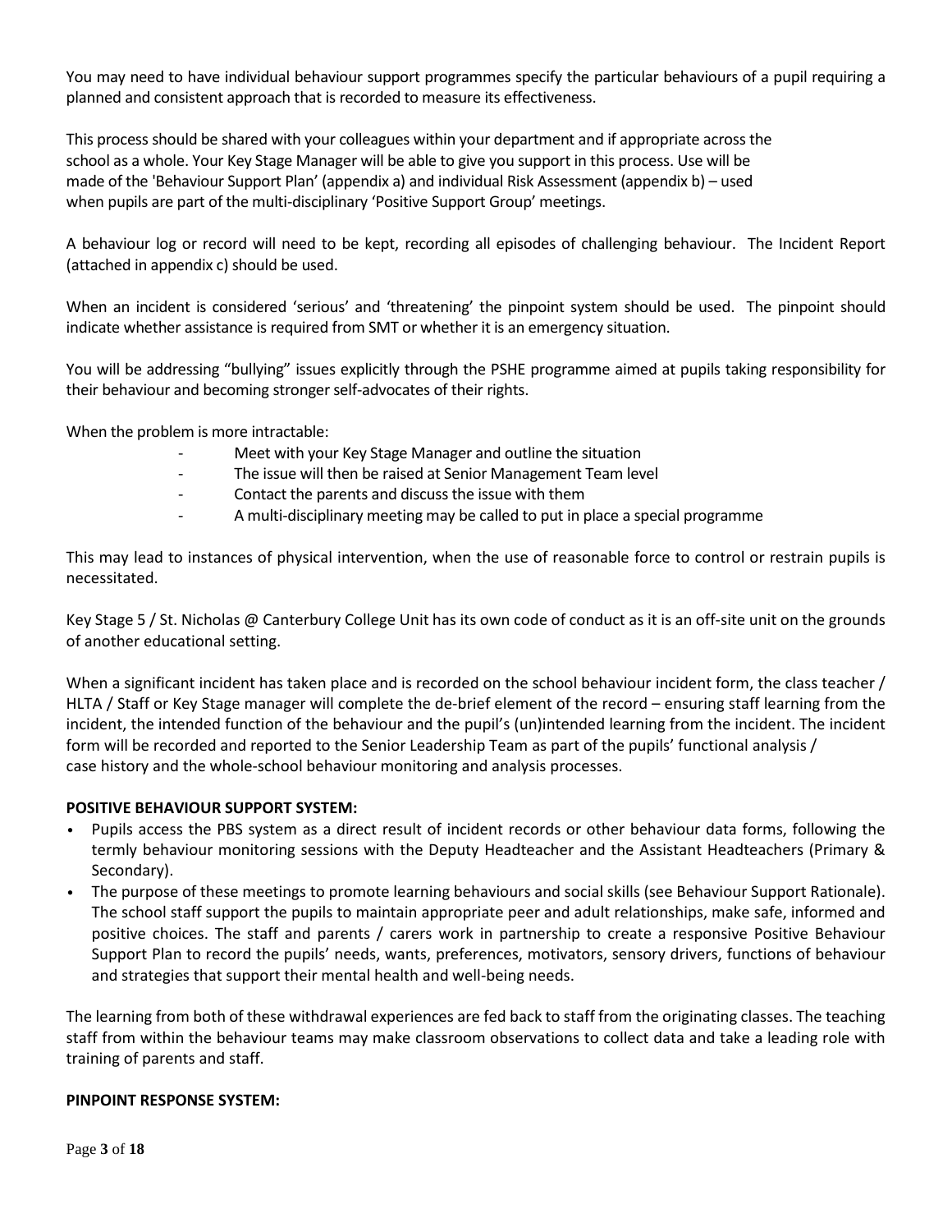You may need to have individual behaviour support programmes specify the particular behaviours of a pupil requiring a planned and consistent approach that is recorded to measure its effectiveness.

This process should be shared with your colleagues within your department and if appropriate across the school as a whole. Your Key Stage Manager will be able to give you support in this process. Use will be made of the 'Behaviour Support Plan' (appendix a) and individual Risk Assessment (appendix b) – used when pupils are part of the multi-disciplinary 'Positive Support Group' meetings.

A behaviour log or record will need to be kept, recording all episodes of challenging behaviour. The Incident Report (attached in appendix c) should be used.

When an incident is considered 'serious' and 'threatening' the pinpoint system should be used. The pinpoint should indicate whether assistance is required from SMT or whether it is an emergency situation.

You will be addressing "bullying" issues explicitly through the PSHE programme aimed at pupils taking responsibility for their behaviour and becoming stronger self-advocates of their rights.

When the problem is more intractable:

- Meet with your Key Stage Manager and outline the situation
- The issue will then be raised at Senior Management Team level
- Contact the parents and discuss the issue with them
- A multi-disciplinary meeting may be called to put in place a special programme

This may lead to instances of physical intervention, when the use of reasonable force to control or restrain pupils is necessitated.

Key Stage 5 / St. Nicholas @ Canterbury College Unit has its own code of conduct as it is an off-site unit on the grounds of another educational setting.

When a significant incident has taken place and is recorded on the school behaviour incident form, the class teacher / HLTA / Staff or Key Stage manager will complete the de-brief element of the record – ensuring staff learning from the incident, the intended function of the behaviour and the pupil's (un)intended learning from the incident. The incident form will be recorded and reported to the Senior Leadership Team as part of the pupils' functional analysis / case history and the whole-school behaviour monitoring and analysis processes.

**POSITIVE BEHAVIOUR SUPPORT SYSTEM:**

- Pupils access the PBS system as a direct result of incident records or other behaviour data forms, following the termly behaviour monitoring sessions with the Deputy Headteacher and the Assistant Headteachers (Primary & Secondary).
- The purpose of these meetings to promote learning behaviours and social skills (see Behaviour Support Rationale). The school staff support the pupils to maintain appropriate peer and adult relationships, make safe, informed and positive choices. The staff and parents / carers work in partnership to create a responsive Positive Behaviour Support Plan to record the pupils' needs, wants, preferences, motivators, sensory drivers, functions of behaviour and strategies that support their mental health and well-being needs.

The learning from both of these withdrawal experiences are fed back to staff from the originating classes. The teaching staff from within the behaviour teams may make classroom observations to collect data and take a leading role with training of parents and staff.

**PINPOINT RESPONSE SYSTEM:**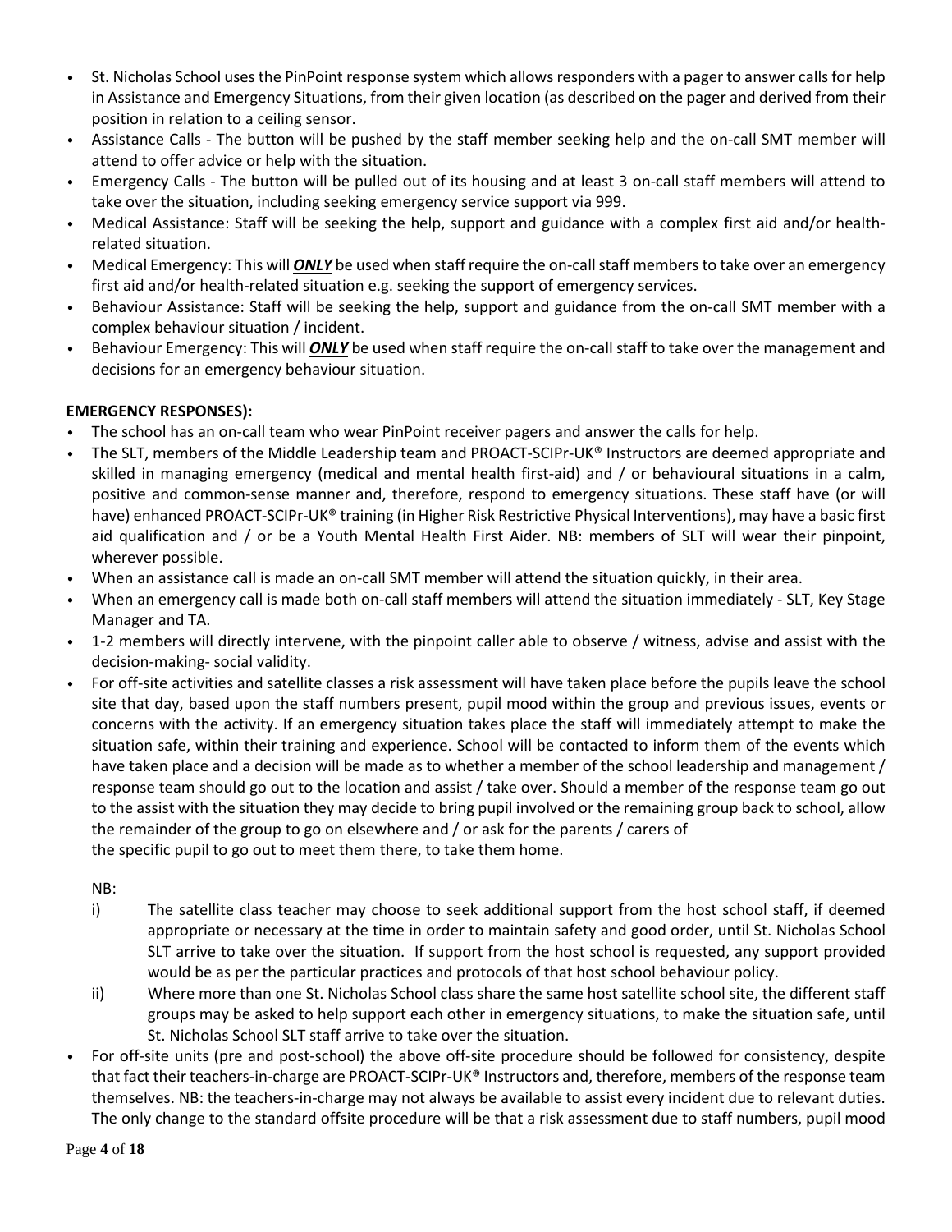- St. Nicholas School uses the PinPoint response system which allows responders with a pager to answer calls for help in Assistance and Emergency Situations, from their given location (as described on the pager and derived from their position in relation to a ceiling sensor.
- Assistance Calls - The button will be pushed by the staff member seeking help and the on-call SMT member will attend to offer advice or help with the situation.
- Emergency Calls - The button will be pulled out of its housing and at least 3 on-call staff members will attend to take over the situation, including seeking emergency service support via 999.
- Medical Assistance: Staff will be seeking the help, support and guidance with a complex first aid and/or health-related situation.
- Medical Emergency: This will ***ONLY*** be used when staff require the on-call staff members to take over an emergency first aid and/or health-related situation e.g. seeking the support of emergency services.
- Behaviour Assistance: Staff will be seeking the help, support and guidance from the on-call SMT member with a complex behaviour situation / incident.
- Behaviour Emergency: This will ***ONLY*** be used when staff require the on-call staff to take over the management and decisions for an emergency behaviour situation.

**EMERGENCY RESPONSES):**

- The school has an on-call team who wear PinPoint receiver pagers and answer the calls for help.
- The SLT, members of the Middle Leadership team and PROACT-SCIPr-UK® Instructors are deemed appropriate and skilled in managing emergency (medical and mental health first-aid) and / or behavioural situations in a calm, positive and common-sense manner and, therefore, respond to emergency situations. These staff have (or will have) enhanced PROACT-SCIPr-UK® training (in Higher Risk Restrictive Physical Interventions), may have a basic first aid qualification and / or be a Youth Mental Health First Aider. NB: members of SLT will wear their pinpoint, wherever possible.
- When an assistance call is made an on-call SMT member will attend the situation quickly, in their area.
- When an emergency call is made both on-call staff members will attend the situation immediately - SLT, Key Stage Manager and TA.
- 1-2 members will directly intervene, with the pinpoint caller able to observe / witness, advise and assist with the decision-making- social validity.
- For off-site activities and satellite classes a risk assessment will have taken place before the pupils leave the school site that day, based upon the staff numbers present, pupil mood within the group and previous issues, events or concerns with the activity. If an emergency situation takes place the staff will immediately attempt to make the situation safe, within their training and experience. School will be contacted to inform them of the events which have taken place and a decision will be made as to whether a member of the school leadership and management / response team should go out to the location and assist / take over. Should a member of the response team go out to the assist with the situation they may decide to bring pupil involved or the remaining group back to school, allow the remainder of the group to go on elsewhere and / or ask for the parents / carers of the specific pupil to go out to meet them there, to take them home.

  NB:

  i) The satellite class teacher may choose to seek additional support from the host school staff, if deemed appropriate or necessary at the time in order to maintain safety and good order, until St. Nicholas School SLT arrive to take over the situation. If support from the host school is requested, any support provided would be as per the particular practices and protocols of that host school behaviour policy.

  ii) Where more than one St. Nicholas School class share the same host satellite school site, the different staff groups may be asked to help support each other in emergency situations, to make the situation safe, until St. Nicholas School SLT staff arrive to take over the situation.

- For off-site units (pre and post-school) the above off-site procedure should be followed for consistency, despite that fact their teachers-in-charge are PROACT-SCIPr-UK® Instructors and, therefore, members of the response team themselves. NB: the teachers-in-charge may not always be available to assist every incident due to relevant duties. The only change to the standard offsite procedure will be that a risk assessment due to staff numbers, pupil mood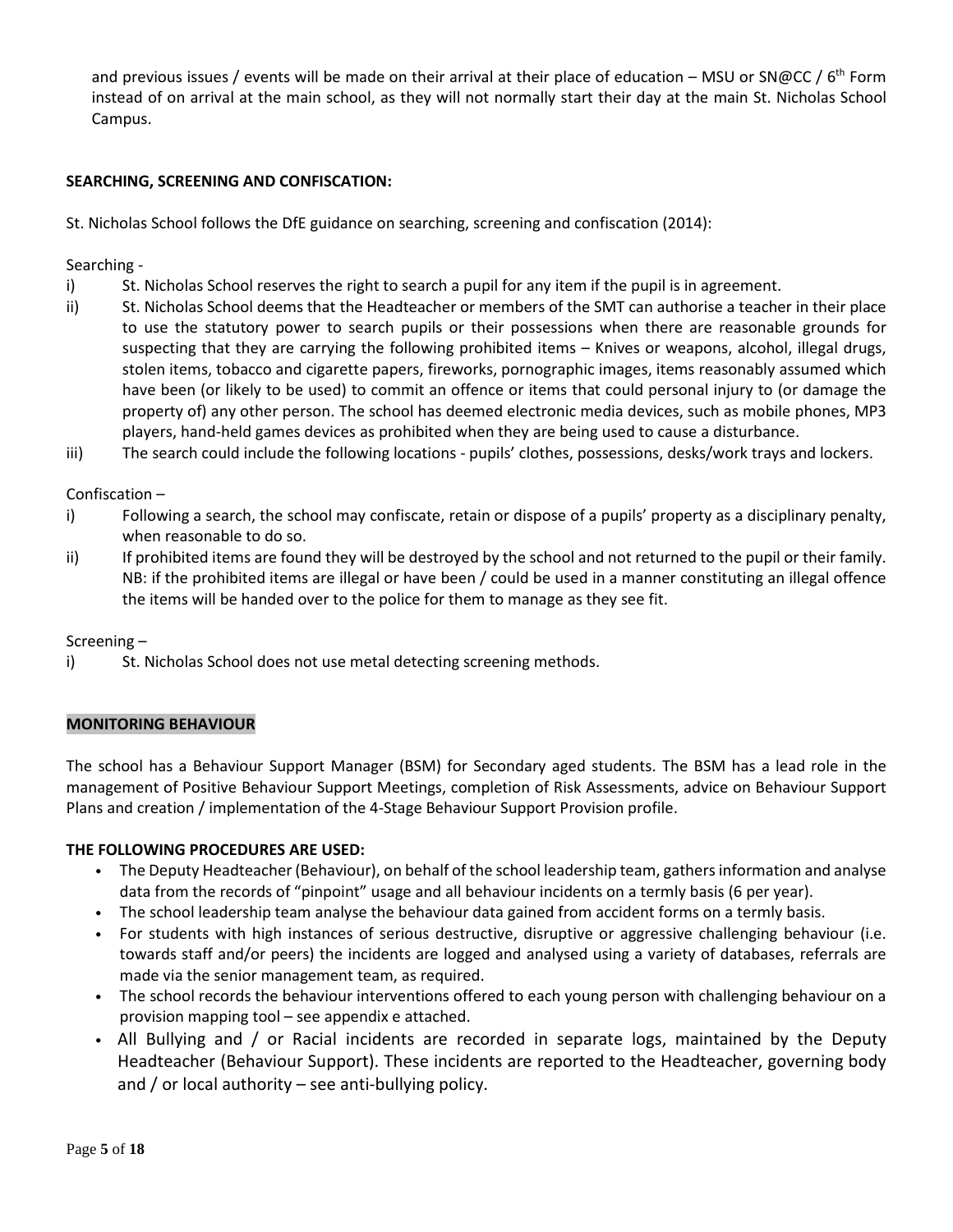and previous issues / events will be made on their arrival at their place of education – MSU or SN@CC / 6th Form instead of on arrival at the main school, as they will not normally start their day at the main St. Nicholas School Campus.

**SEARCHING, SCREENING AND CONFISCATION:**

St. Nicholas School follows the DfE guidance on searching, screening and confiscation (2014):

Searching -

i) St. Nicholas School reserves the right to search a pupil for any item if the pupil is in agreement.

ii) St. Nicholas School deems that the Headteacher or members of the SMT can authorise a teacher in their place to use the statutory power to search pupils or their possessions when there are reasonable grounds for suspecting that they are carrying the following prohibited items – Knives or weapons, alcohol, illegal drugs, stolen items, tobacco and cigarette papers, fireworks, pornographic images, items reasonably assumed which have been (or likely to be used) to commit an offence or items that could personal injury to (or damage the property of) any other person. The school has deemed electronic media devices, such as mobile phones, MP3 players, hand-held games devices as prohibited when they are being used to cause a disturbance.

iii) The search could include the following locations - pupils' clothes, possessions, desks/work trays and lockers.

Confiscation –

i) Following a search, the school may confiscate, retain or dispose of a pupils' property as a disciplinary penalty, when reasonable to do so.

ii) If prohibited items are found they will be destroyed by the school and not returned to the pupil or their family. NB: if the prohibited items are illegal or have been / could be used in a manner constituting an illegal offence the items will be handed over to the police for them to manage as they see fit.

Screening –

i) St. Nicholas School does not use metal detecting screening methods.

**MONITORING BEHAVIOUR**

The school has a Behaviour Support Manager (BSM) for Secondary aged students. The BSM has a lead role in the management of Positive Behaviour Support Meetings, completion of Risk Assessments, advice on Behaviour Support Plans and creation / implementation of the 4-Stage Behaviour Support Provision profile.

**THE FOLLOWING PROCEDURES ARE USED:**

- The Deputy Headteacher (Behaviour), on behalf of the school leadership team, gathers information and analyse data from the records of "pinpoint" usage and all behaviour incidents on a termly basis (6 per year).
- The school leadership team analyse the behaviour data gained from accident forms on a termly basis.
- For students with high instances of serious destructive, disruptive or aggressive challenging behaviour (i.e. towards staff and/or peers) the incidents are logged and analysed using a variety of databases, referrals are made via the senior management team, as required.
- The school records the behaviour interventions offered to each young person with challenging behaviour on a provision mapping tool – see appendix e attached.
- All Bullying and / or Racial incidents are recorded in separate logs, maintained by the Deputy Headteacher (Behaviour Support). These incidents are reported to the Headteacher, governing body and / or local authority – see anti-bullying policy.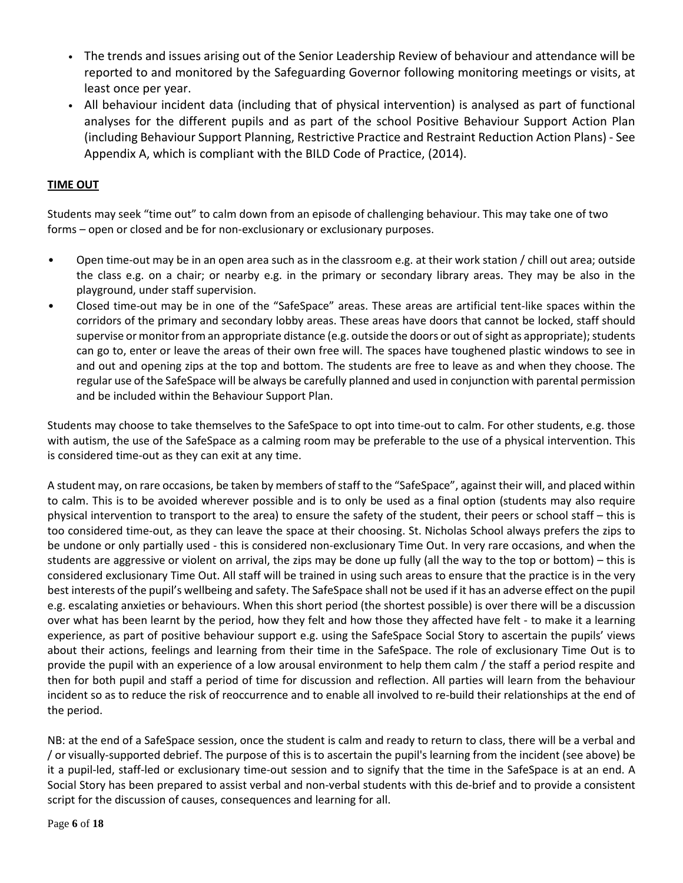- The trends and issues arising out of the Senior Leadership Review of behaviour and attendance will be reported to and monitored by the Safeguarding Governor following monitoring meetings or visits, at least once per year.
- All behaviour incident data (including that of physical intervention) is analysed as part of functional analyses for the different pupils and as part of the school Positive Behaviour Support Action Plan (including Behaviour Support Planning, Restrictive Practice and Restraint Reduction Action Plans) - See Appendix A, which is compliant with the BILD Code of Practice, (2014).

**TIME OUT**

Students may seek "time out" to calm down from an episode of challenging behaviour. This may take one of two forms – open or closed and be for non-exclusionary or exclusionary purposes.

- Open time-out may be in an open area such as in the classroom e.g. at their work station / chill out area; outside the class e.g. on a chair; or nearby e.g. in the primary or secondary library areas. They may be also in the playground, under staff supervision.
- Closed time-out may be in one of the "SafeSpace" areas. These areas are artificial tent-like spaces within the corridors of the primary and secondary lobby areas. These areas have doors that cannot be locked, staff should supervise or monitor from an appropriate distance (e.g. outside the doors or out of sight as appropriate); students can go to, enter or leave the areas of their own free will. The spaces have toughened plastic windows to see in and out and opening zips at the top and bottom. The students are free to leave as and when they choose. The regular use of the SafeSpace will be always be carefully planned and used in conjunction with parental permission and be included within the Behaviour Support Plan.

Students may choose to take themselves to the SafeSpace to opt into time-out to calm. For other students, e.g. those with autism, the use of the SafeSpace as a calming room may be preferable to the use of a physical intervention. This is considered time-out as they can exit at any time.

A student may, on rare occasions, be taken by members of staff to the "SafeSpace", against their will, and placed within to calm. This is to be avoided wherever possible and is to only be used as a final option (students may also require physical intervention to transport to the area) to ensure the safety of the student, their peers or school staff – this is too considered time-out, as they can leave the space at their choosing. St. Nicholas School always prefers the zips to be undone or only partially used - this is considered non-exclusionary Time Out. In very rare occasions, and when the students are aggressive or violent on arrival, the zips may be done up fully (all the way to the top or bottom) – this is considered exclusionary Time Out. All staff will be trained in using such areas to ensure that the practice is in the very best interests of the pupil's wellbeing and safety. The SafeSpace shall not be used if it has an adverse effect on the pupil e.g. escalating anxieties or behaviours. When this short period (the shortest possible) is over there will be a discussion over what has been learnt by the period, how they felt and how those they affected have felt - to make it a learning experience, as part of positive behaviour support e.g. using the SafeSpace Social Story to ascertain the pupils' views about their actions, feelings and learning from their time in the SafeSpace. The role of exclusionary Time Out is to provide the pupil with an experience of a low arousal environment to help them calm / the staff a period respite and then for both pupil and staff a period of time for discussion and reflection. All parties will learn from the behaviour incident so as to reduce the risk of reoccurrence and to enable all involved to re-build their relationships at the end of the period.

NB: at the end of a SafeSpace session, once the student is calm and ready to return to class, there will be a verbal and / or visually-supported debrief. The purpose of this is to ascertain the pupil's learning from the incident (see above) be it a pupil-led, staff-led or exclusionary time-out session and to signify that the time in the SafeSpace is at an end. A Social Story has been prepared to assist verbal and non-verbal students with this de-brief and to provide a consistent script for the discussion of causes, consequences and learning for all.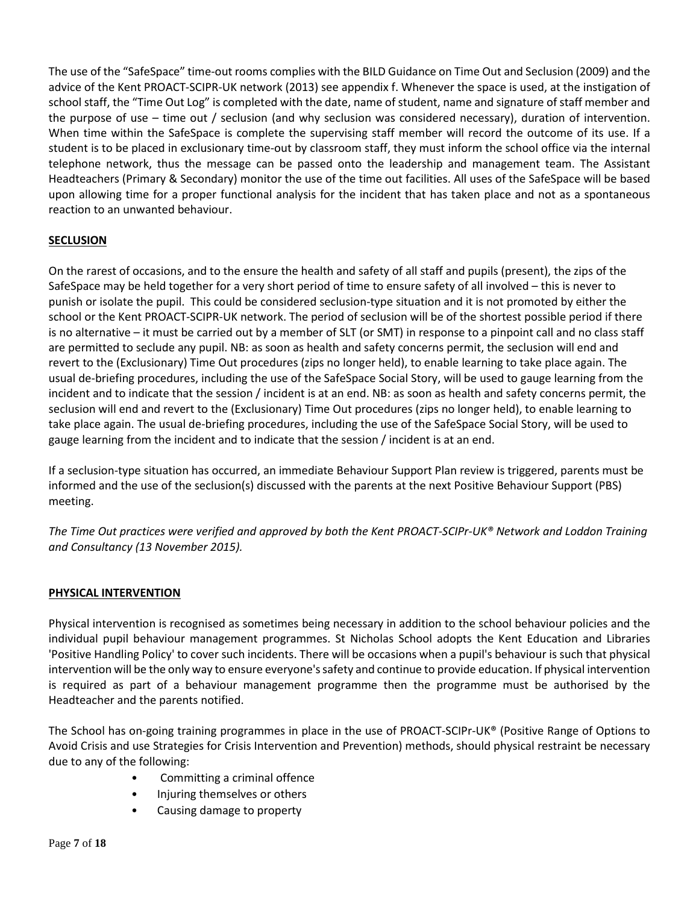The use of the "SafeSpace" time-out rooms complies with the BILD Guidance on Time Out and Seclusion (2009) and the advice of the Kent PROACT-SCIPR-UK network (2013) see appendix f. Whenever the space is used, at the instigation of school staff, the "Time Out Log" is completed with the date, name of student, name and signature of staff member and the purpose of use – time out / seclusion (and why seclusion was considered necessary), duration of intervention. When time within the SafeSpace is complete the supervising staff member will record the outcome of its use. If a student is to be placed in exclusionary time-out by classroom staff, they must inform the school office via the internal telephone network, thus the message can be passed onto the leadership and management team. The Assistant Headteachers (Primary & Secondary) monitor the use of the time out facilities. All uses of the SafeSpace will be based upon allowing time for a proper functional analysis for the incident that has taken place and not as a spontaneous reaction to an unwanted behaviour.

## SECLUSION

On the rarest of occasions, and to the ensure the health and safety of all staff and pupils (present), the zips of the SafeSpace may be held together for a very short period of time to ensure safety of all involved – this is never to punish or isolate the pupil. This could be considered seclusion-type situation and it is not promoted by either the school or the Kent PROACT-SCIPR-UK network. The period of seclusion will be of the shortest possible period if there is no alternative – it must be carried out by a member of SLT (or SMT) in response to a pinpoint call and no class staff are permitted to seclude any pupil. NB: as soon as health and safety concerns permit, the seclusion will end and revert to the (Exclusionary) Time Out procedures (zips no longer held), to enable learning to take place again. The usual de-briefing procedures, including the use of the SafeSpace Social Story, will be used to gauge learning from the incident and to indicate that the session / incident is at an end. NB: as soon as health and safety concerns permit, the seclusion will end and revert to the (Exclusionary) Time Out procedures (zips no longer held), to enable learning to take place again. The usual de-briefing procedures, including the use of the SafeSpace Social Story, will be used to gauge learning from the incident and to indicate that the session / incident is at an end.

If a seclusion-type situation has occurred, an immediate Behaviour Support Plan review is triggered, parents must be informed and the use of the seclusion(s) discussed with the parents at the next Positive Behaviour Support (PBS) meeting.

*The Time Out practices were verified and approved by both the Kent PROACT-SCIPr-UK® Network and Loddon Training and Consultancy (13 November 2015).*

## PHYSICAL INTERVENTION

Physical intervention is recognised as sometimes being necessary in addition to the school behaviour policies and the individual pupil behaviour management programmes. St Nicholas School adopts the Kent Education and Libraries 'Positive Handling Policy' to cover such incidents. There will be occasions when a pupil's behaviour is such that physical intervention will be the only way to ensure everyone's safety and continue to provide education. If physical intervention is required as part of a behaviour management programme then the programme must be authorised by the Headteacher and the parents notified.

The School has on-going training programmes in place in the use of PROACT-SCIPr-UK® (Positive Range of Options to Avoid Crisis and use Strategies for Crisis Intervention and Prevention) methods, should physical restraint be necessary due to any of the following:

- Committing a criminal offence
- Injuring themselves or others
- Causing damage to property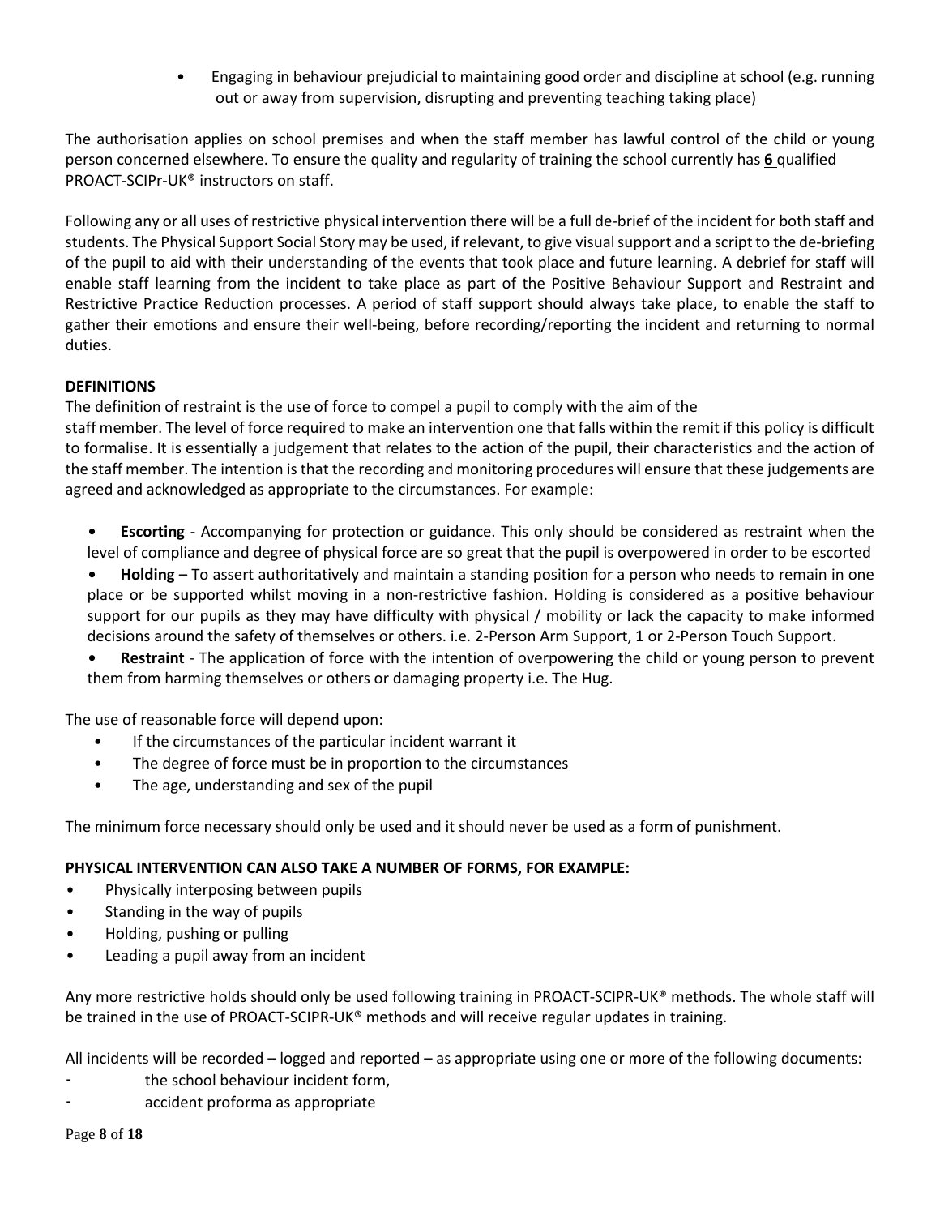- Engaging in behaviour prejudicial to maintaining good order and discipline at school (e.g. running out or away from supervision, disrupting and preventing teaching taking place)

The authorisation applies on school premises and when the staff member has lawful control of the child or young person concerned elsewhere. To ensure the quality and regularity of training the school currently has **6** qualified PROACT-SCIPr-UK® instructors on staff.

Following any or all uses of restrictive physical intervention there will be a full de-brief of the incident for both staff and students. The Physical Support Social Story may be used, if relevant, to give visual support and a script to the de-briefing of the pupil to aid with their understanding of the events that took place and future learning. A debrief for staff will enable staff learning from the incident to take place as part of the Positive Behaviour Support and Restraint and Restrictive Practice Reduction processes. A period of staff support should always take place, to enable the staff to gather their emotions and ensure their well-being, before recording/reporting the incident and returning to normal duties.

**DEFINITIONS**

The definition of restraint is the use of force to compel a pupil to comply with the aim of the staff member. The level of force required to make an intervention one that falls within the remit if this policy is difficult to formalise. It is essentially a judgement that relates to the action of the pupil, their characteristics and the action of the staff member. The intention is that the recording and monitoring procedures will ensure that these judgements are agreed and acknowledged as appropriate to the circumstances. For example:

- **Escorting** - Accompanying for protection or guidance. This only should be considered as restraint when the level of compliance and degree of physical force are so great that the pupil is overpowered in order to be escorted
- **Holding** – To assert authoritatively and maintain a standing position for a person who needs to remain in one place or be supported whilst moving in a non-restrictive fashion. Holding is considered as a positive behaviour support for our pupils as they may have difficulty with physical / mobility or lack the capacity to make informed decisions around the safety of themselves or others. i.e. 2-Person Arm Support, 1 or 2-Person Touch Support.
- **Restraint** - The application of force with the intention of overpowering the child or young person to prevent them from harming themselves or others or damaging property i.e. The Hug.

The use of reasonable force will depend upon:

- If the circumstances of the particular incident warrant it
- The degree of force must be in proportion to the circumstances
- The age, understanding and sex of the pupil

The minimum force necessary should only be used and it should never be used as a form of punishment.

**PHYSICAL INTERVENTION CAN ALSO TAKE A NUMBER OF FORMS, FOR EXAMPLE:**

- Physically interposing between pupils
- Standing in the way of pupils
- Holding, pushing or pulling
- Leading a pupil away from an incident

Any more restrictive holds should only be used following training in PROACT-SCIPR-UK® methods. The whole staff will be trained in the use of PROACT-SCIPR-UK® methods and will receive regular updates in training.

All incidents will be recorded – logged and reported – as appropriate using one or more of the following documents:

- the school behaviour incident form,
- accident proforma as appropriate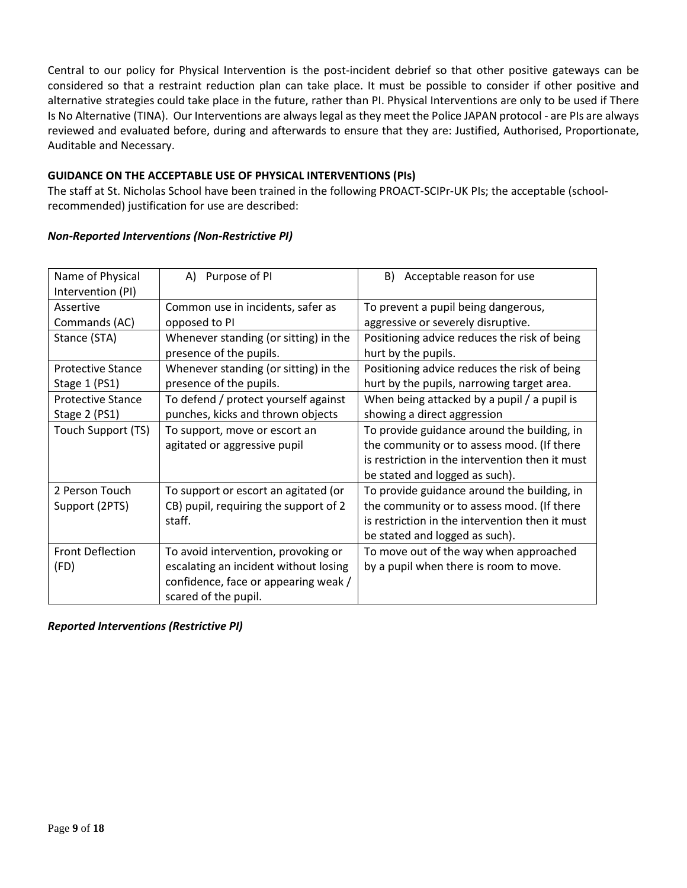Central to our policy for Physical Intervention is the post-incident debrief so that other positive gateways can be considered so that a restraint reduction plan can take place. It must be possible to consider if other positive and alternative strategies could take place in the future, rather than PI. Physical Interventions are only to be used if There Is No Alternative (TINA). Our Interventions are always legal as they meet the Police JAPAN protocol - are PIs are always reviewed and evaluated before, during and afterwards to ensure that they are: Justified, Authorised, Proportionate, Auditable and Necessary.

**GUIDANCE ON THE ACCEPTABLE USE OF PHYSICAL INTERVENTIONS (PIs)**

The staff at St. Nicholas School have been trained in the following PROACT-SCIPr-UK PIs; the acceptable (school-recommended) justification for use are described:

***Non-Reported Interventions (Non-Restrictive PI)***

| Name of Physical Intervention (PI) | A) Purpose of PI | B) Acceptable reason for use |
|---|---|---|
| Assertive Commands (AC) | Common use in incidents, safer as opposed to PI | To prevent a pupil being dangerous, aggressive or severely disruptive. |
| Stance (STA) | Whenever standing (or sitting) in the presence of the pupils. | Positioning advice reduces the risk of being hurt by the pupils. |
| Protective Stance Stage 1 (PS1) | Whenever standing (or sitting) in the presence of the pupils. | Positioning advice reduces the risk of being hurt by the pupils, narrowing target area. |
| Protective Stance Stage 2 (PS1) | To defend / protect yourself against punches, kicks and thrown objects | When being attacked by a pupil / a pupil is showing a direct aggression |
| Touch Support (TS) | To support, move or escort an agitated or aggressive pupil | To provide guidance around the building, in the community or to assess mood. (If there is restriction in the intervention then it must be stated and logged as such). |
| 2 Person Touch Support (2PTS) | To support or escort an agitated (or CB) pupil, requiring the support of 2 staff. | To provide guidance around the building, in the community or to assess mood. (If there is restriction in the intervention then it must be stated and logged as such). |
| Front Deflection (FD) | To avoid intervention, provoking or escalating an incident without losing confidence, face or appearing weak / scared of the pupil. | To move out of the way when approached by a pupil when there is room to move. |

***Reported Interventions (Restrictive PI)***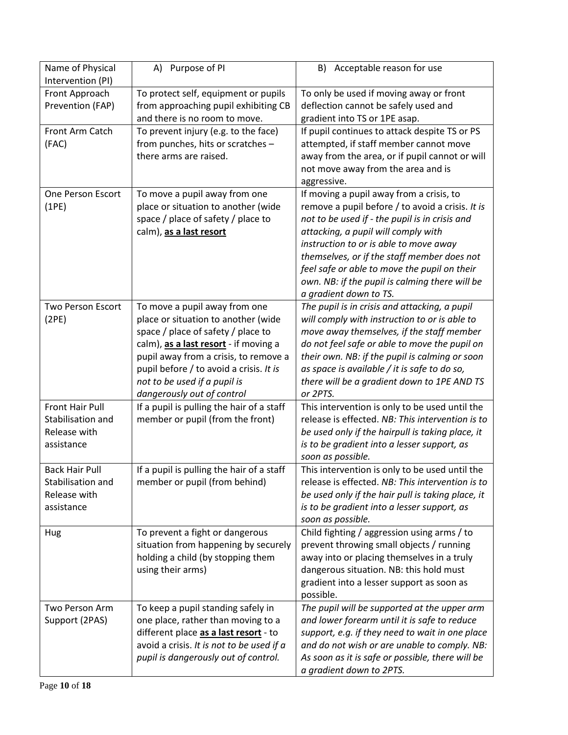| Name of Physical Intervention (PI) | A) Purpose of PI | B) Acceptable reason for use |
|---|---|---|
| Front Approach Prevention (FAP) | To protect self, equipment or pupils from approaching pupil exhibiting CB and there is no room to move. | To only be used if moving away or front deflection cannot be safely used and gradient into TS or 1PE asap. |
| Front Arm Catch (FAC) | To prevent injury (e.g. to the face) from punches, hits or scratches – there arms are raised. | If pupil continues to attack despite TS or PS attempted, if staff member cannot move away from the area, or if pupil cannot or will not move away from the area and is aggressive. |
| One Person Escort (1PE) | To move a pupil away from one place or situation to another (wide space / place of safety / place to calm), **<u>as a last resort</u>** | If moving a pupil away from a crisis, to remove a pupil before / to avoid a crisis. *It is not to be used if - the pupil is in crisis and attacking, a pupil will comply with instruction to or is able to move away themselves, or if the staff member does not feel safe or able to move the pupil on their own. NB: if the pupil is calming there will be a gradient down to TS.* |
| Two Person Escort (2PE) | To move a pupil away from one place or situation to another (wide space / place of safety / place to calm), **<u>as a last resort</u>** - if moving a pupil away from a crisis, to remove a pupil before / to avoid a crisis. *It is not to be used if a pupil is dangerously out of control* | *The pupil is in crisis and attacking, a pupil will comply with instruction to or is able to move away themselves, if the staff member do not feel safe or able to move the pupil on their own. NB: if the pupil is calming or soon as space is available / it is safe to do so, there will be a gradient down to 1PE AND TS or 2PTS.* |
| Front Hair Pull Stabilisation and Release with assistance | If a pupil is pulling the hair of a staff member or pupil (from the front) | This intervention is only to be used until the release is effected. *NB: This intervention is to be used only if the hairpull is taking place, it is to be gradient into a lesser support, as soon as possible.* |
| Back Hair Pull Stabilisation and Release with assistance | If a pupil is pulling the hair of a staff member or pupil (from behind) | This intervention is only to be used until the release is effected. *NB: This intervention is to be used only if the hair pull is taking place, it is to be gradient into a lesser support, as soon as possible.* |
| Hug | To prevent a fight or dangerous situation from happening by securely holding a child (by stopping them using their arms) | Child fighting / aggression using arms / to prevent throwing small objects / running away into or placing themselves in a truly dangerous situation. NB: this hold must gradient into a lesser support as soon as possible. |
| Two Person Arm Support (2PAS) | To keep a pupil standing safely in one place, rather than moving to a different place **<u>as a last resort</u>** - to avoid a crisis. *It is not to be used if a pupil is dangerously out of control.* | *The pupil will be supported at the upper arm and lower forearm until it is safe to reduce support, e.g. if they need to wait in one place and do not wish or are unable to comply. NB: As soon as it is safe or possible, there will be a gradient down to 2PTS.* |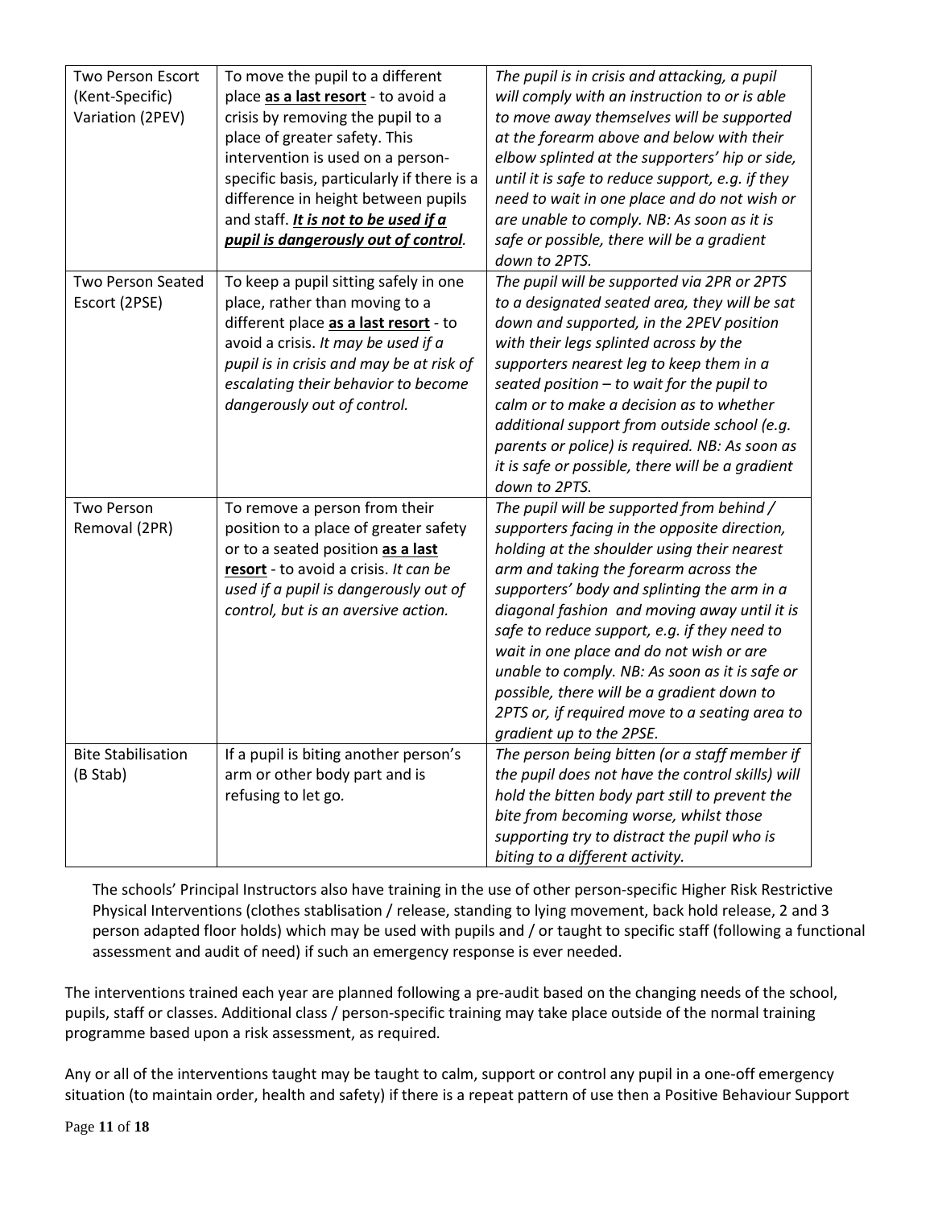| | | |
|---|---|---|
| Two Person Escort (Kent-Specific) Variation (2PEV) | To move the pupil to a different place **as a last resort** - to avoid a crisis by removing the pupil to a place of greater safety. This intervention is used on a person-specific basis, particularly if there is a difference in height between pupils and staff. ***It is not to be used if a pupil is dangerously out of control.*** | *The pupil is in crisis and attacking, a pupil will comply with an instruction to or is able to move away themselves will be supported at the forearm above and below with their elbow splinted at the supporters' hip or side, until it is safe to reduce support, e.g. if they need to wait in one place and do not wish or are unable to comply. NB: As soon as it is safe or possible, there will be a gradient down to 2PTS.* |
| Two Person Seated Escort (2PSE) | To keep a pupil sitting safely in one place, rather than moving to a different place **as a last resort** - to avoid a crisis. *It may be used if a pupil is in crisis and may be at risk of escalating their behavior to become dangerously out of control.* | *The pupil will be supported via 2PR or 2PTS to a designated seated area, they will be sat down and supported, in the 2PEV position with their legs splinted across by the supporters nearest leg to keep them in a seated position – to wait for the pupil to calm or to make a decision as to whether additional support from outside school (e.g. parents or police) is required. NB: As soon as it is safe or possible, there will be a gradient down to 2PTS.* |
| Two Person Removal (2PR) | To remove a person from their position to a place of greater safety or to a seated position **as a last resort** - to avoid a crisis. *It can be used if a pupil is dangerously out of control, but is an aversive action.* | *The pupil will be supported from behind / supporters facing in the opposite direction, holding at the shoulder using their nearest arm and taking the forearm across the supporters' body and splinting the arm in a diagonal fashion and moving away until it is safe to reduce support, e.g. if they need to wait in one place and do not wish or are unable to comply. NB: As soon as it is safe or possible, there will be a gradient down to 2PTS or, if required move to a seating area to gradient up to the 2PSE.* |
| Bite Stabilisation (B Stab) | If a pupil is biting another person's arm or other body part and is refusing to let go. | *The person being bitten (or a staff member if the pupil does not have the control skills) will hold the bitten body part still to prevent the bite from becoming worse, whilst those supporting try to distract the pupil who is biting to a different activity.* |

The schools' Principal Instructors also have training in the use of other person-specific Higher Risk Restrictive Physical Interventions (clothes stablisation / release, standing to lying movement, back hold release, 2 and 3 person adapted floor holds) which may be used with pupils and / or taught to specific staff (following a functional assessment and audit of need) if such an emergency response is ever needed.

The interventions trained each year are planned following a pre-audit based on the changing needs of the school, pupils, staff or classes. Additional class / person-specific training may take place outside of the normal training programme based upon a risk assessment, as required.

Any or all of the interventions taught may be taught to calm, support or control any pupil in a one-off emergency situation (to maintain order, health and safety) if there is a repeat pattern of use then a Positive Behaviour Support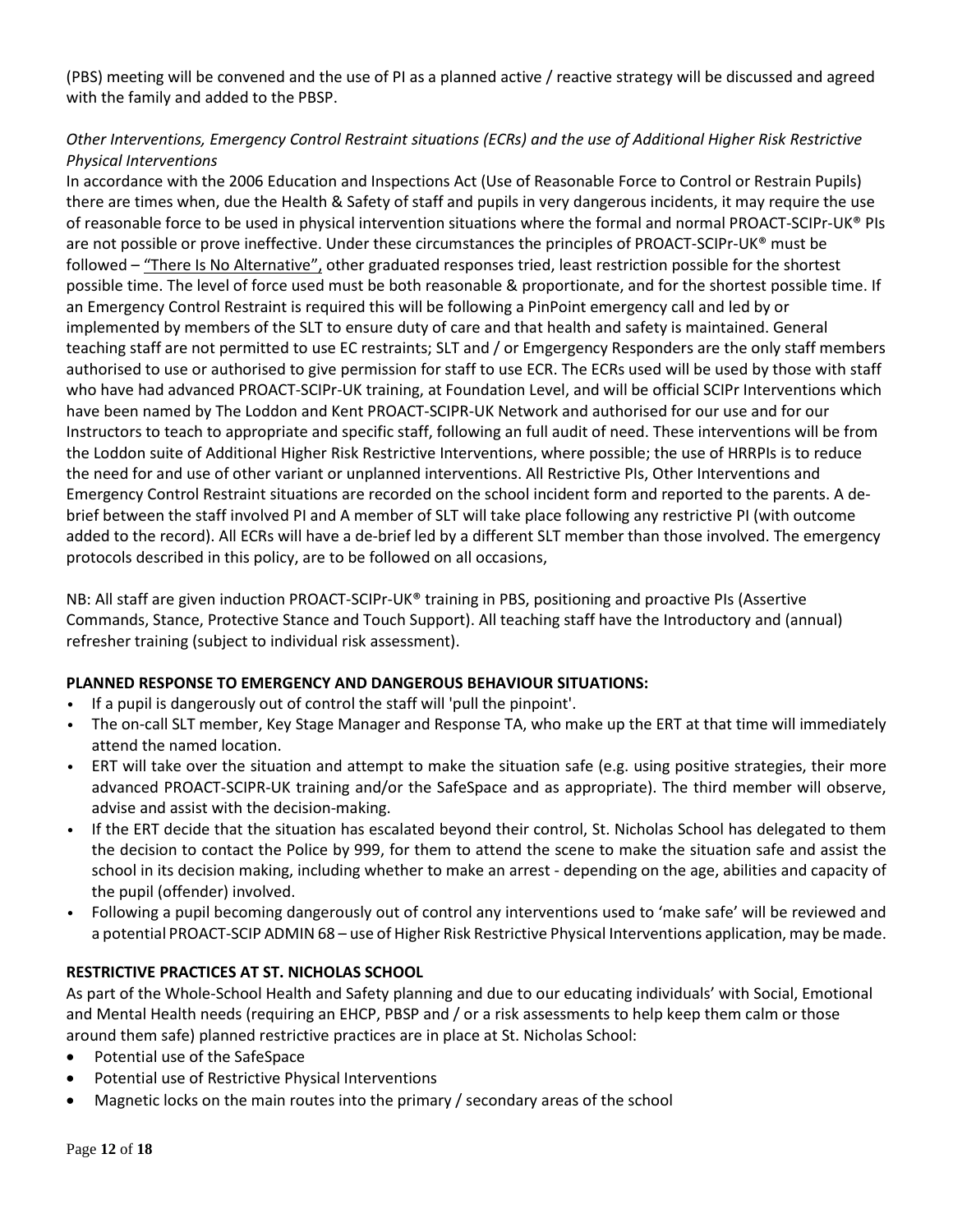(PBS) meeting will be convened and the use of PI as a planned active / reactive strategy will be discussed and agreed with the family and added to the PBSP.

*Other Interventions, Emergency Control Restraint situations (ECRs) and the use of Additional Higher Risk Restrictive Physical Interventions*

In accordance with the 2006 Education and Inspections Act (Use of Reasonable Force to Control or Restrain Pupils) there are times when, due the Health & Safety of staff and pupils in very dangerous incidents, it may require the use of reasonable force to be used in physical intervention situations where the formal and normal PROACT-SCIPr-UK® PIs are not possible or prove ineffective. Under these circumstances the principles of PROACT-SCIPr-UK® must be followed – "There Is No Alternative", other graduated responses tried, least restriction possible for the shortest possible time. The level of force used must be both reasonable & proportionate, and for the shortest possible time. If an Emergency Control Restraint is required this will be following a PinPoint emergency call and led by or implemented by members of the SLT to ensure duty of care and that health and safety is maintained. General teaching staff are not permitted to use EC restraints; SLT and / or Emgergency Responders are the only staff members authorised to use or authorised to give permission for staff to use ECR. The ECRs used will be used by those with staff who have had advanced PROACT-SCIPr-UK training, at Foundation Level, and will be official SCIPr Interventions which have been named by The Loddon and Kent PROACT-SCIPR-UK Network and authorised for our use and for our Instructors to teach to appropriate and specific staff, following an full audit of need. These interventions will be from the Loddon suite of Additional Higher Risk Restrictive Interventions, where possible; the use of HRRPIs is to reduce the need for and use of other variant or unplanned interventions. All Restrictive PIs, Other Interventions and Emergency Control Restraint situations are recorded on the school incident form and reported to the parents. A de-brief between the staff involved PI and A member of SLT will take place following any restrictive PI (with outcome added to the record). All ECRs will have a de-brief led by a different SLT member than those involved. The emergency protocols described in this policy, are to be followed on all occasions,

NB: All staff are given induction PROACT-SCIPr-UK® training in PBS, positioning and proactive PIs (Assertive Commands, Stance, Protective Stance and Touch Support). All teaching staff have the Introductory and (annual) refresher training (subject to individual risk assessment).

**PLANNED RESPONSE TO EMERGENCY AND DANGEROUS BEHAVIOUR SITUATIONS:**

- If a pupil is dangerously out of control the staff will 'pull the pinpoint'.
- The on-call SLT member, Key Stage Manager and Response TA, who make up the ERT at that time will immediately attend the named location.
- ERT will take over the situation and attempt to make the situation safe (e.g. using positive strategies, their more advanced PROACT-SCIPR-UK training and/or the SafeSpace and as appropriate). The third member will observe, advise and assist with the decision-making.
- If the ERT decide that the situation has escalated beyond their control, St. Nicholas School has delegated to them the decision to contact the Police by 999, for them to attend the scene to make the situation safe and assist the school in its decision making, including whether to make an arrest - depending on the age, abilities and capacity of the pupil (offender) involved.
- Following a pupil becoming dangerously out of control any interventions used to 'make safe' will be reviewed and a potential PROACT-SCIP ADMIN 68 – use of Higher Risk Restrictive Physical Interventions application, may be made.

**RESTRICTIVE PRACTICES AT ST. NICHOLAS SCHOOL**

As part of the Whole-School Health and Safety planning and due to our educating individuals' with Social, Emotional and Mental Health needs (requiring an EHCP, PBSP and / or a risk assessments to help keep them calm or those around them safe) planned restrictive practices are in place at St. Nicholas School:

- Potential use of the SafeSpace
- Potential use of Restrictive Physical Interventions
- Magnetic locks on the main routes into the primary / secondary areas of the school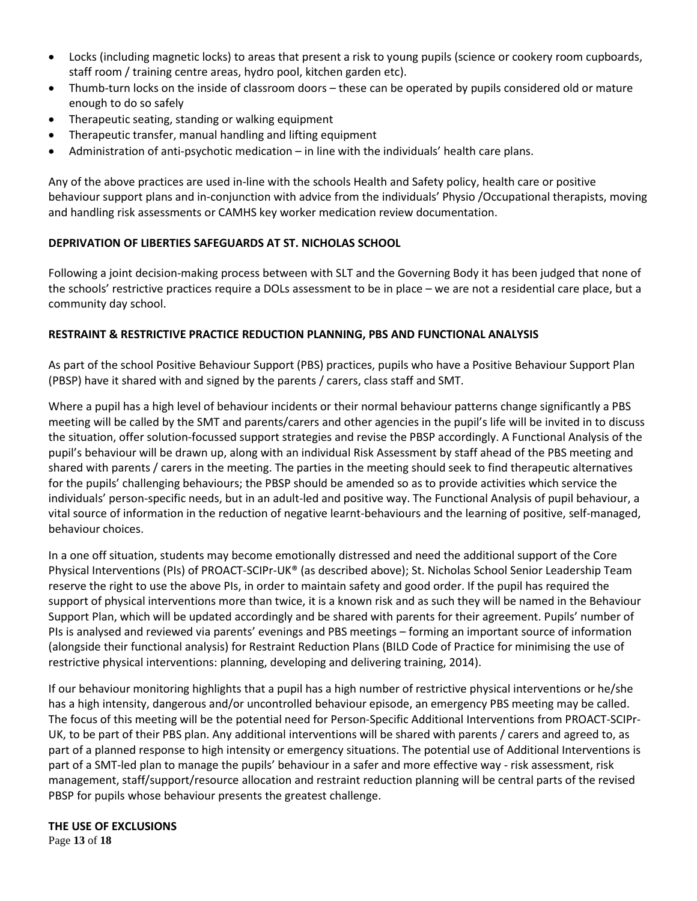- Locks (including magnetic locks) to areas that present a risk to young pupils (science or cookery room cupboards, staff room / training centre areas, hydro pool, kitchen garden etc).
- Thumb-turn locks on the inside of classroom doors – these can be operated by pupils considered old or mature enough to do so safely
- Therapeutic seating, standing or walking equipment
- Therapeutic transfer, manual handling and lifting equipment
- Administration of anti-psychotic medication – in line with the individuals' health care plans.

Any of the above practices are used in-line with the schools Health and Safety policy, health care or positive behaviour support plans and in-conjunction with advice from the individuals' Physio /Occupational therapists, moving and handling risk assessments or CAMHS key worker medication review documentation.

**DEPRIVATION OF LIBERTIES SAFEGUARDS AT ST. NICHOLAS SCHOOL**

Following a joint decision-making process between with SLT and the Governing Body it has been judged that none of the schools' restrictive practices require a DOLs assessment to be in place – we are not a residential care place, but a community day school.

**RESTRAINT & RESTRICTIVE PRACTICE REDUCTION PLANNING, PBS AND FUNCTIONAL ANALYSIS**

As part of the school Positive Behaviour Support (PBS) practices, pupils who have a Positive Behaviour Support Plan (PBSP) have it shared with and signed by the parents / carers, class staff and SMT.

Where a pupil has a high level of behaviour incidents or their normal behaviour patterns change significantly a PBS meeting will be called by the SMT and parents/carers and other agencies in the pupil's life will be invited in to discuss the situation, offer solution-focussed support strategies and revise the PBSP accordingly. A Functional Analysis of the pupil's behaviour will be drawn up, along with an individual Risk Assessment by staff ahead of the PBS meeting and shared with parents / carers in the meeting. The parties in the meeting should seek to find therapeutic alternatives for the pupils' challenging behaviours; the PBSP should be amended so as to provide activities which service the individuals' person-specific needs, but in an adult-led and positive way. The Functional Analysis of pupil behaviour, a vital source of information in the reduction of negative learnt-behaviours and the learning of positive, self-managed, behaviour choices.

In a one off situation, students may become emotionally distressed and need the additional support of the Core Physical Interventions (PIs) of PROACT-SCIPr-UK® (as described above); St. Nicholas School Senior Leadership Team reserve the right to use the above PIs, in order to maintain safety and good order. If the pupil has required the support of physical interventions more than twice, it is a known risk and as such they will be named in the Behaviour Support Plan, which will be updated accordingly and be shared with parents for their agreement. Pupils' number of PIs is analysed and reviewed via parents' evenings and PBS meetings – forming an important source of information (alongside their functional analysis) for Restraint Reduction Plans (BILD Code of Practice for minimising the use of restrictive physical interventions: planning, developing and delivering training, 2014).

If our behaviour monitoring highlights that a pupil has a high number of restrictive physical interventions or he/she has a high intensity, dangerous and/or uncontrolled behaviour episode, an emergency PBS meeting may be called. The focus of this meeting will be the potential need for Person-Specific Additional Interventions from PROACT-SCIPr-UK, to be part of their PBS plan. Any additional interventions will be shared with parents / carers and agreed to, as part of a planned response to high intensity or emergency situations. The potential use of Additional Interventions is part of a SMT-led plan to manage the pupils' behaviour in a safer and more effective way - risk assessment, risk management, staff/support/resource allocation and restraint reduction planning will be central parts of the revised PBSP for pupils whose behaviour presents the greatest challenge.

**THE USE OF EXCLUSIONS**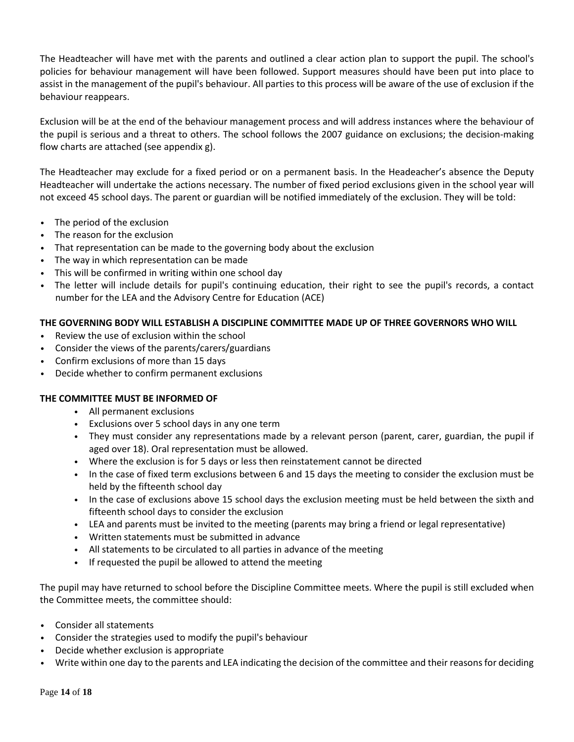The Headteacher will have met with the parents and outlined a clear action plan to support the pupil. The school's policies for behaviour management will have been followed. Support measures should have been put into place to assist in the management of the pupil's behaviour. All parties to this process will be aware of the use of exclusion if the behaviour reappears.

Exclusion will be at the end of the behaviour management process and will address instances where the behaviour of the pupil is serious and a threat to others. The school follows the 2007 guidance on exclusions; the decision-making flow charts are attached (see appendix g).

The Headteacher may exclude for a fixed period or on a permanent basis. In the Headeacher's absence the Deputy Headteacher will undertake the actions necessary. The number of fixed period exclusions given in the school year will not exceed 45 school days. The parent or guardian will be notified immediately of the exclusion. They will be told:

- The period of the exclusion
- The reason for the exclusion
- That representation can be made to the governing body about the exclusion
- The way in which representation can be made
- This will be confirmed in writing within one school day
- The letter will include details for pupil's continuing education, their right to see the pupil's records, a contact number for the LEA and the Advisory Centre for Education (ACE)

**THE GOVERNING BODY WILL ESTABLISH A DISCIPLINE COMMITTEE MADE UP OF THREE GOVERNORS WHO WILL**

- Review the use of exclusion within the school
- Consider the views of the parents/carers/guardians
- Confirm exclusions of more than 15 days
- Decide whether to confirm permanent exclusions

**THE COMMITTEE MUST BE INFORMED OF**

- All permanent exclusions
- Exclusions over 5 school days in any one term
- They must consider any representations made by a relevant person (parent, carer, guardian, the pupil if aged over 18). Oral representation must be allowed.
- Where the exclusion is for 5 days or less then reinstatement cannot be directed
- In the case of fixed term exclusions between 6 and 15 days the meeting to consider the exclusion must be held by the fifteenth school day
- In the case of exclusions above 15 school days the exclusion meeting must be held between the sixth and fifteenth school days to consider the exclusion
- LEA and parents must be invited to the meeting (parents may bring a friend or legal representative)
- Written statements must be submitted in advance
- All statements to be circulated to all parties in advance of the meeting
- If requested the pupil be allowed to attend the meeting

The pupil may have returned to school before the Discipline Committee meets. Where the pupil is still excluded when the Committee meets, the committee should:

- Consider all statements
- Consider the strategies used to modify the pupil's behaviour
- Decide whether exclusion is appropriate
- Write within one day to the parents and LEA indicating the decision of the committee and their reasons for deciding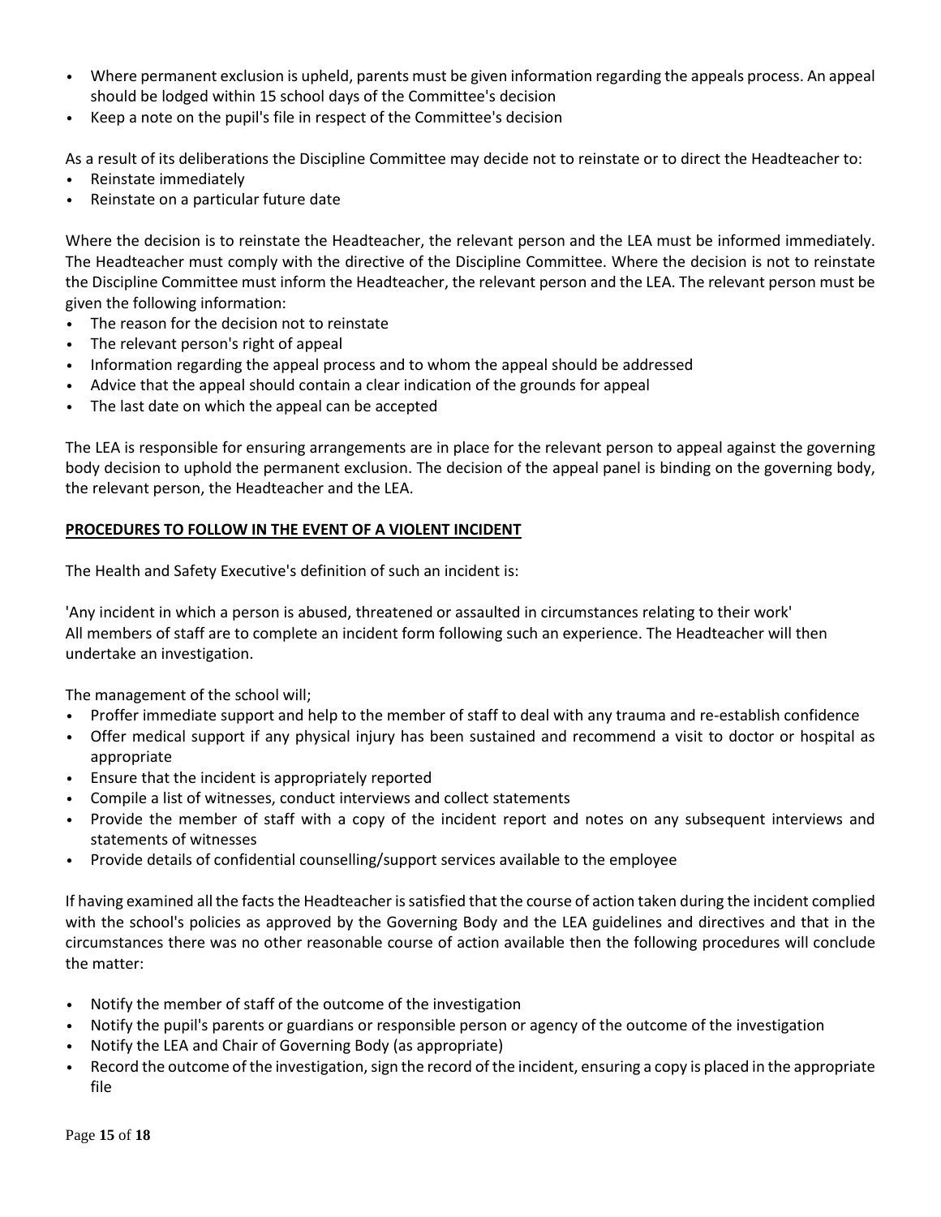- Where permanent exclusion is upheld, parents must be given information regarding the appeals process. An appeal should be lodged within 15 school days of the Committee's decision
- Keep a note on the pupil's file in respect of the Committee's decision

As a result of its deliberations the Discipline Committee may decide not to reinstate or to direct the Headteacher to:

- Reinstate immediately
- Reinstate on a particular future date

Where the decision is to reinstate the Headteacher, the relevant person and the LEA must be informed immediately. The Headteacher must comply with the directive of the Discipline Committee. Where the decision is not to reinstate the Discipline Committee must inform the Headteacher, the relevant person and the LEA. The relevant person must be given the following information:

- The reason for the decision not to reinstate
- The relevant person's right of appeal
- Information regarding the appeal process and to whom the appeal should be addressed
- Advice that the appeal should contain a clear indication of the grounds for appeal
- The last date on which the appeal can be accepted

The LEA is responsible for ensuring arrangements are in place for the relevant person to appeal against the governing body decision to uphold the permanent exclusion. The decision of the appeal panel is binding on the governing body, the relevant person, the Headteacher and the LEA.

**PROCEDURES TO FOLLOW IN THE EVENT OF A VIOLENT INCIDENT**

The Health and Safety Executive's definition of such an incident is:

'Any incident in which a person is abused, threatened or assaulted in circumstances relating to their work'
All members of staff are to complete an incident form following such an experience. The Headteacher will then undertake an investigation.

The management of the school will;

- Proffer immediate support and help to the member of staff to deal with any trauma and re-establish confidence
- Offer medical support if any physical injury has been sustained and recommend a visit to doctor or hospital as appropriate
- Ensure that the incident is appropriately reported
- Compile a list of witnesses, conduct interviews and collect statements
- Provide the member of staff with a copy of the incident report and notes on any subsequent interviews and statements of witnesses
- Provide details of confidential counselling/support services available to the employee

If having examined all the facts the Headteacher is satisfied that the course of action taken during the incident complied with the school's policies as approved by the Governing Body and the LEA guidelines and directives and that in the circumstances there was no other reasonable course of action available then the following procedures will conclude the matter:

- Notify the member of staff of the outcome of the investigation
- Notify the pupil's parents or guardians or responsible person or agency of the outcome of the investigation
- Notify the LEA and Chair of Governing Body (as appropriate)
- Record the outcome of the investigation, sign the record of the incident, ensuring a copy is placed in the appropriate file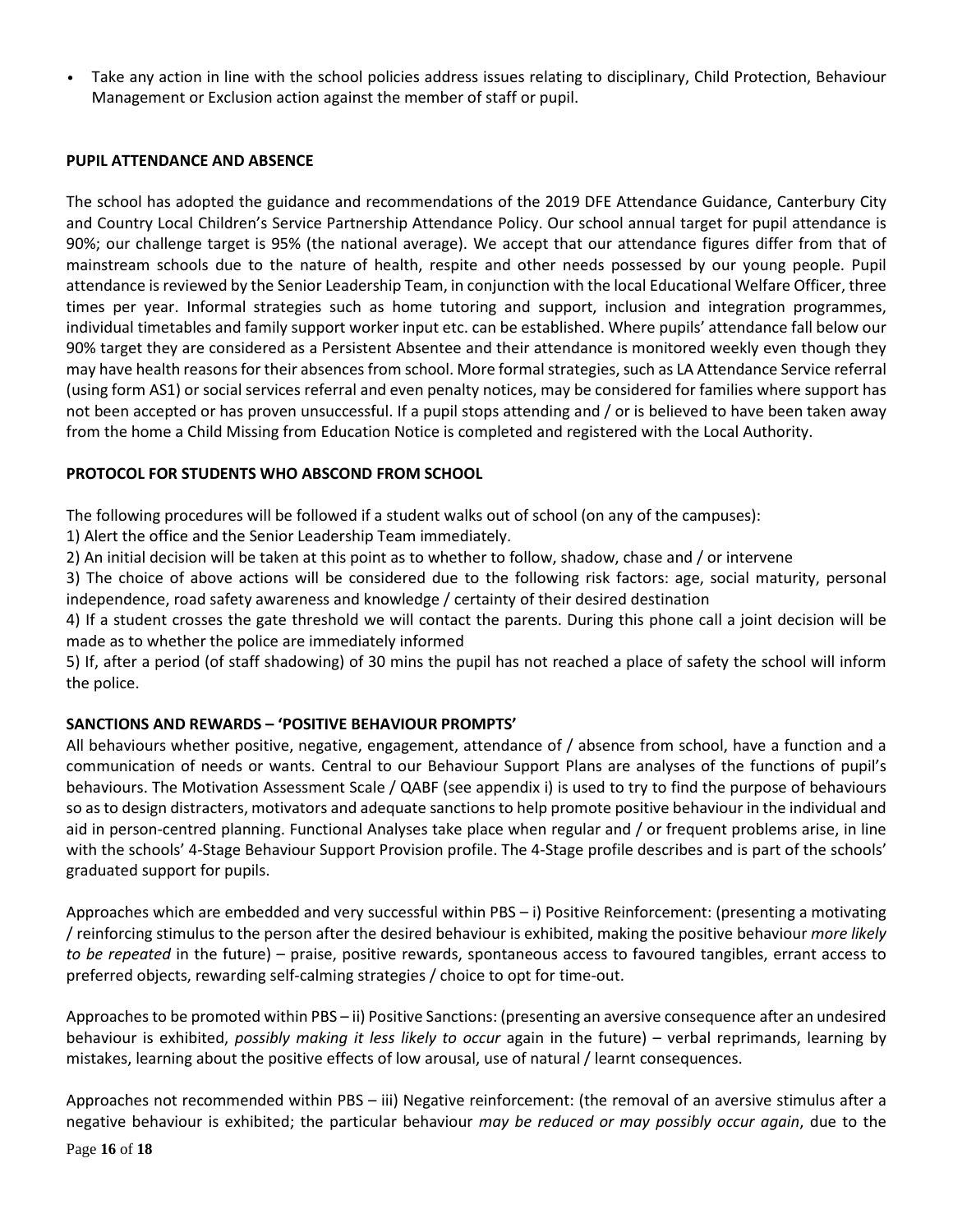- Take any action in line with the school policies address issues relating to disciplinary, Child Protection, Behaviour Management or Exclusion action against the member of staff or pupil.

**PUPIL ATTENDANCE AND ABSENCE**

The school has adopted the guidance and recommendations of the 2019 DFE Attendance Guidance, Canterbury City and Country Local Children's Service Partnership Attendance Policy. Our school annual target for pupil attendance is 90%; our challenge target is 95% (the national average). We accept that our attendance figures differ from that of mainstream schools due to the nature of health, respite and other needs possessed by our young people. Pupil attendance is reviewed by the Senior Leadership Team, in conjunction with the local Educational Welfare Officer, three times per year. Informal strategies such as home tutoring and support, inclusion and integration programmes, individual timetables and family support worker input etc. can be established. Where pupils' attendance fall below our 90% target they are considered as a Persistent Absentee and their attendance is monitored weekly even though they may have health reasons for their absences from school. More formal strategies, such as LA Attendance Service referral (using form AS1) or social services referral and even penalty notices, may be considered for families where support has not been accepted or has proven unsuccessful. If a pupil stops attending and / or is believed to have been taken away from the home a Child Missing from Education Notice is completed and registered with the Local Authority.

**PROTOCOL FOR STUDENTS WHO ABSCOND FROM SCHOOL**

The following procedures will be followed if a student walks out of school (on any of the campuses):

1) Alert the office and the Senior Leadership Team immediately.

2) An initial decision will be taken at this point as to whether to follow, shadow, chase and / or intervene

3) The choice of above actions will be considered due to the following risk factors: age, social maturity, personal independence, road safety awareness and knowledge / certainty of their desired destination

4) If a student crosses the gate threshold we will contact the parents. During this phone call a joint decision will be made as to whether the police are immediately informed

5) If, after a period (of staff shadowing) of 30 mins the pupil has not reached a place of safety the school will inform the police.

**SANCTIONS AND REWARDS – 'POSITIVE BEHAVIOUR PROMPTS'**

All behaviours whether positive, negative, engagement, attendance of / absence from school, have a function and a communication of needs or wants. Central to our Behaviour Support Plans are analyses of the functions of pupil's behaviours. The Motivation Assessment Scale / QABF (see appendix i) is used to try to find the purpose of behaviours so as to design distracters, motivators and adequate sanctions to help promote positive behaviour in the individual and aid in person-centred planning. Functional Analyses take place when regular and / or frequent problems arise, in line with the schools' 4-Stage Behaviour Support Provision profile. The 4-Stage profile describes and is part of the schools' graduated support for pupils.

Approaches which are embedded and very successful within PBS – i) Positive Reinforcement: (presenting a motivating / reinforcing stimulus to the person after the desired behaviour is exhibited, making the positive behaviour *more likely to be repeated* in the future) – praise, positive rewards, spontaneous access to favoured tangibles, errant access to preferred objects, rewarding self-calming strategies / choice to opt for time-out.

Approaches to be promoted within PBS – ii) Positive Sanctions: (presenting an aversive consequence after an undesired behaviour is exhibited, *possibly making it less likely to occur* again in the future) – verbal reprimands, learning by mistakes, learning about the positive effects of low arousal, use of natural / learnt consequences.

Approaches not recommended within PBS – iii) Negative reinforcement: (the removal of an aversive stimulus after a negative behaviour is exhibited; the particular behaviour *may be reduced or may possibly occur again*, due to the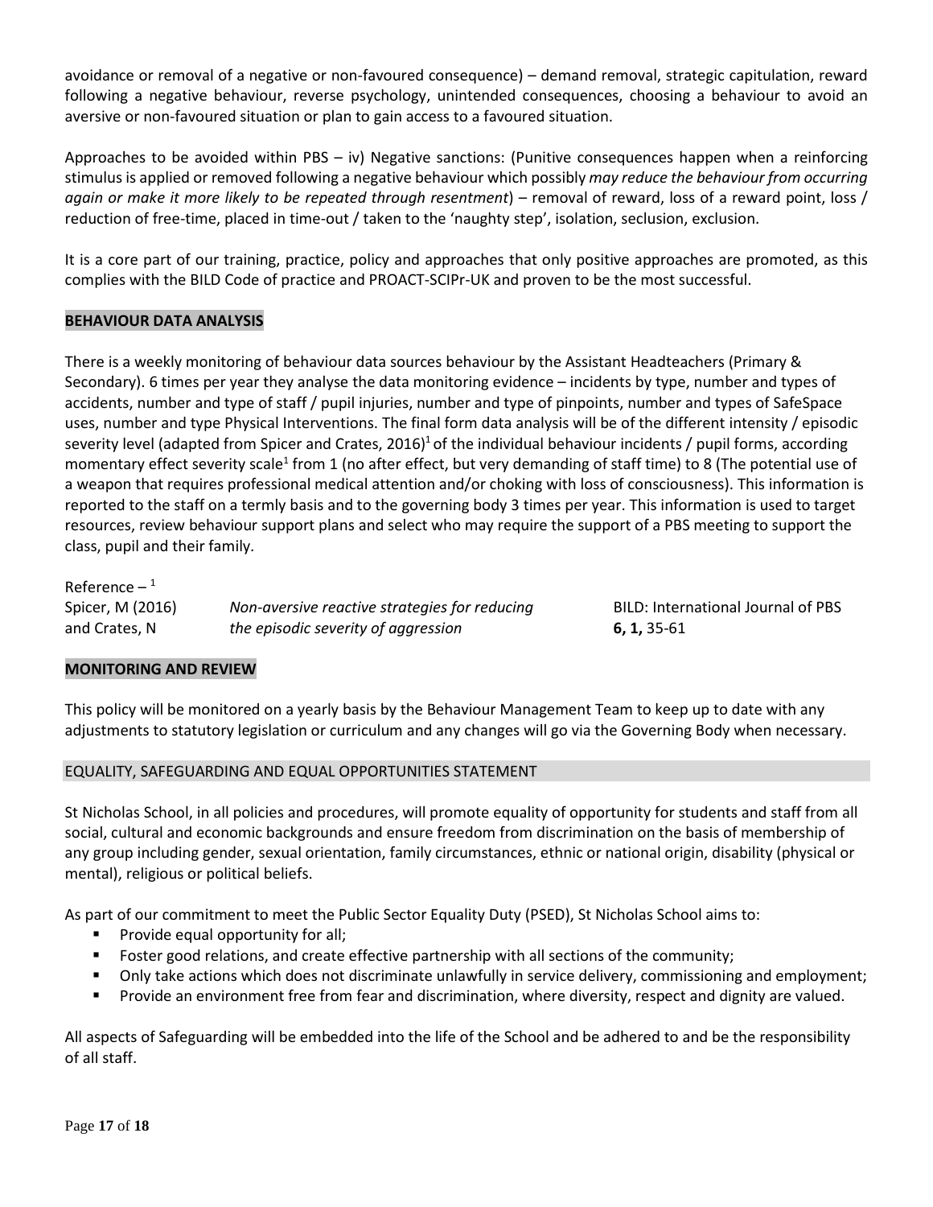avoidance or removal of a negative or non-favoured consequence) – demand removal, strategic capitulation, reward following a negative behaviour, reverse psychology, unintended consequences, choosing a behaviour to avoid an aversive or non-favoured situation or plan to gain access to a favoured situation.

Approaches to be avoided within PBS – iv) Negative sanctions: (Punitive consequences happen when a reinforcing stimulus is applied or removed following a negative behaviour which possibly *may reduce the behaviour from occurring again or make it more likely to be repeated through resentment*) – removal of reward, loss of a reward point, loss / reduction of free-time, placed in time-out / taken to the 'naughty step', isolation, seclusion, exclusion.

It is a core part of our training, practice, policy and approaches that only positive approaches are promoted, as this complies with the BILD Code of practice and PROACT-SCIPr-UK and proven to be the most successful.

## BEHAVIOUR DATA ANALYSIS

There is a weekly monitoring of behaviour data sources behaviour by the Assistant Headteachers (Primary & Secondary). 6 times per year they analyse the data monitoring evidence – incidents by type, number and types of accidents, number and type of staff / pupil injuries, number and type of pinpoints, number and types of SafeSpace uses, number and type Physical Interventions. The final form data analysis will be of the different intensity / episodic severity level (adapted from Spicer and Crates, 2016)[1] of the individual behaviour incidents / pupil forms, according momentary effect severity scale[1] from 1 (no after effect, but very demanding of staff time) to 8 (The potential use of a weapon that requires professional medical attention and/or choking with loss of consciousness). This information is reported to the staff on a termly basis and to the governing body 3 times per year. This information is used to target resources, review behaviour support plans and select who may require the support of a PBS meeting to support the class, pupil and their family.

Reference – [1]

| | | |
|---|---|---|
| Spicer, M (2016) and Crates, N | *Non-aversive reactive strategies for reducing the episodic severity of aggression* | BILD: International Journal of PBS **6, 1,** 35-61 |

## MONITORING AND REVIEW

This policy will be monitored on a yearly basis by the Behaviour Management Team to keep up to date with any adjustments to statutory legislation or curriculum and any changes will go via the Governing Body when necessary.

## EQUALITY, SAFEGUARDING AND EQUAL OPPORTUNITIES STATEMENT

St Nicholas School, in all policies and procedures, will promote equality of opportunity for students and staff from all social, cultural and economic backgrounds and ensure freedom from discrimination on the basis of membership of any group including gender, sexual orientation, family circumstances, ethnic or national origin, disability (physical or mental), religious or political beliefs.

As part of our commitment to meet the Public Sector Equality Duty (PSED), St Nicholas School aims to:

- Provide equal opportunity for all;
- Foster good relations, and create effective partnership with all sections of the community;
- Only take actions which does not discriminate unlawfully in service delivery, commissioning and employment;
- Provide an environment free from fear and discrimination, where diversity, respect and dignity are valued.

All aspects of Safeguarding will be embedded into the life of the School and be adhered to and be the responsibility of all staff.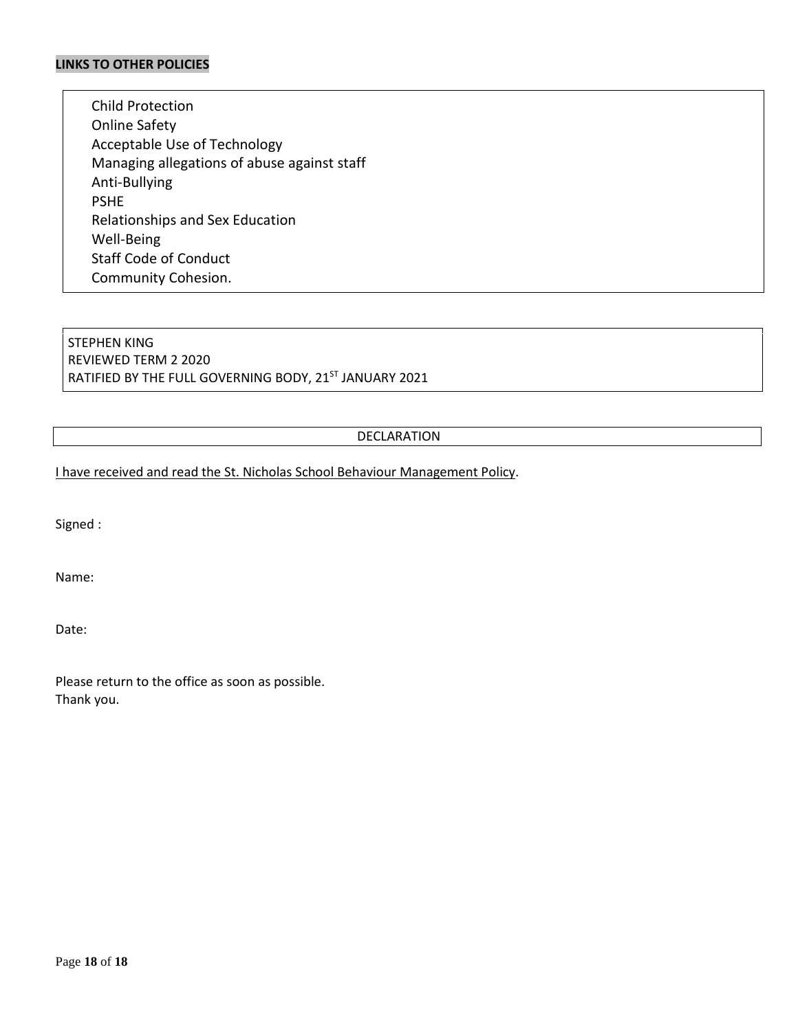**LINKS TO OTHER POLICIES**

- Child Protection
- Online Safety
- Acceptable Use of Technology
- Managing allegations of abuse against staff
- Anti-Bullying
- PSHE
- Relationships and Sex Education
- Well-Being
- Staff Code of Conduct
- Community Cohesion.

STEPHEN KING
REVIEWED TERM 2 2020
RATIFIED BY THE FULL GOVERNING BODY, 21ST JANUARY 2021

DECLARATION

I have received and read the St. Nicholas School Behaviour Management Policy.

Signed :

Name:

Date:

Please return to the office as soon as possible.
Thank you.